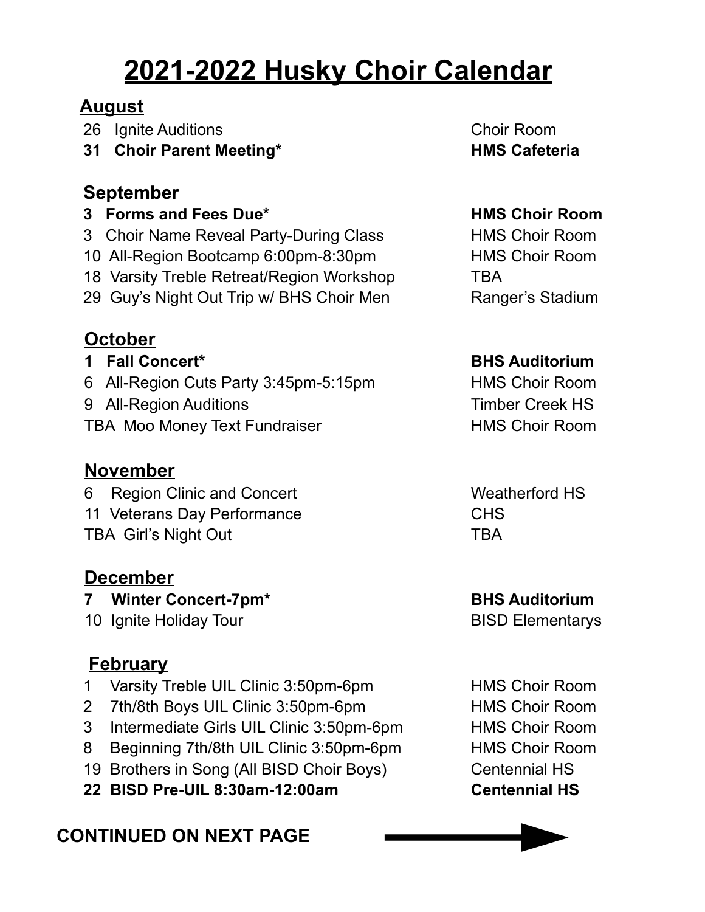# 2021-2022 Husky Choir Calendar

## August

| | |
|---|---|
| 26 Ignite Auditions | Choir Room |
| **31 Choir Parent Meeting*** | **HMS Cafeteria** |

## September

| | |
|---|---|
| **3 Forms and Fees Due*** | **HMS Choir Room** |
| 3 Choir Name Reveal Party-During Class | HMS Choir Room |
| 10 All-Region Bootcamp 6:00pm-8:30pm | HMS Choir Room |
| 18 Varsity Treble Retreat/Region Workshop | TBA |
| 29 Guy's Night Out Trip w/ BHS Choir Men | Ranger's Stadium |

## October

| | |
|---|---|
| **1 Fall Concert*** | **BHS Auditorium** |
| 6 All-Region Cuts Party 3:45pm-5:15pm | HMS Choir Room |
| 9 All-Region Auditions | Timber Creek HS |
| TBA Moo Money Text Fundraiser | HMS Choir Room |

## November

| | |
|---|---|
| 6 Region Clinic and Concert | Weatherford HS |
| 11 Veterans Day Performance | CHS |
| TBA Girl's Night Out | TBA |

## December

| | |
|---|---|
| **7 Winter Concert-7pm*** | **BHS Auditorium** |
| 10 Ignite Holiday Tour | BISD Elementarys |

## February

| | |
|---|---|
| 1 Varsity Treble UIL Clinic 3:50pm-6pm | HMS Choir Room |
| 2 7th/8th Boys UIL Clinic 3:50pm-6pm | HMS Choir Room |
| 3 Intermediate Girls UIL Clinic 3:50pm-6pm | HMS Choir Room |
| 8 Beginning 7th/8th UIL Clinic 3:50pm-6pm | HMS Choir Room |
| 19 Brothers in Song (All BISD Choir Boys) | Centennial HS |
| **22 BISD Pre-UIL 8:30am-12:00am** | **Centennial HS** |

**CONTINUED ON NEXT PAGE**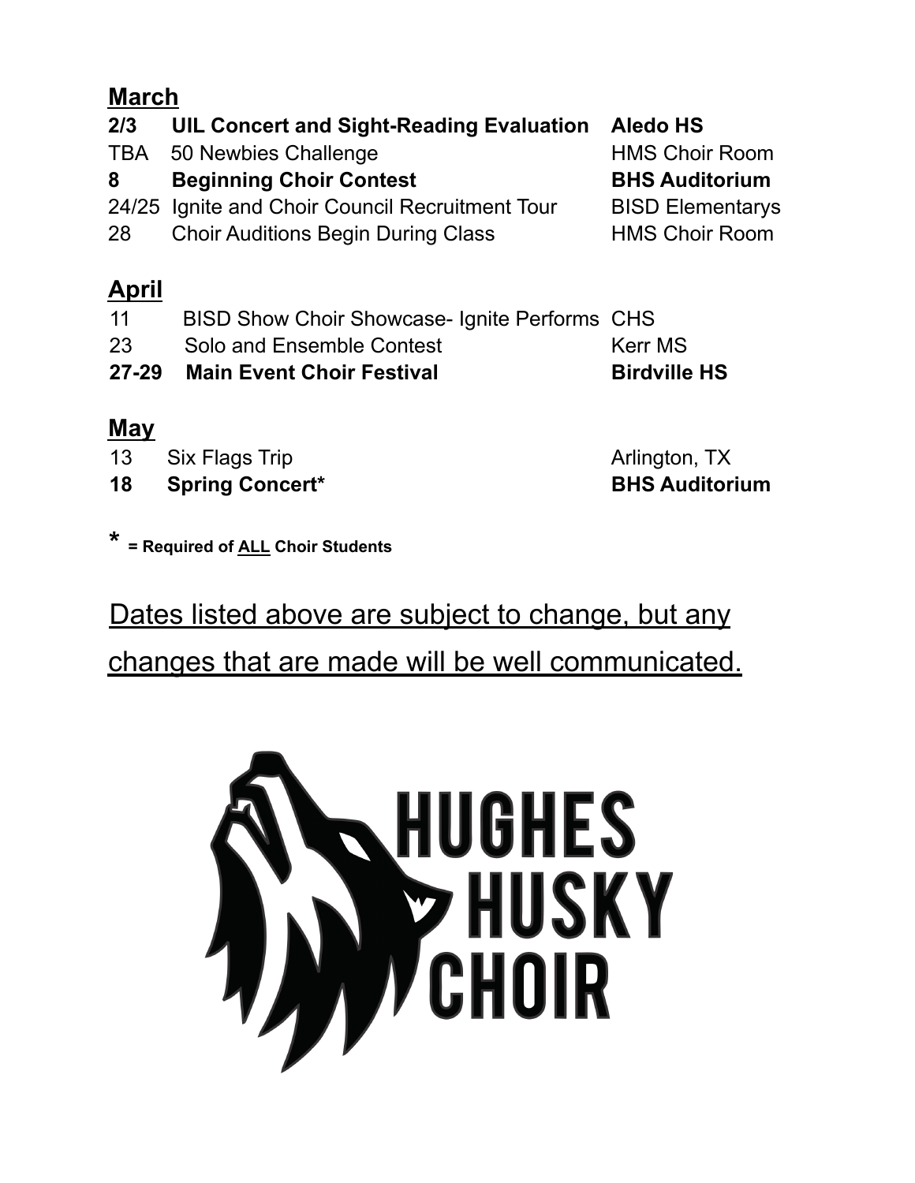## March

| | | |
|---|---|---|
| **2/3** | **UIL Concert and Sight-Reading Evaluation** | **Aledo HS** |
| TBA | 50 Newbies Challenge | HMS Choir Room |
| **8** | **Beginning Choir Contest** | **BHS Auditorium** |
| 24/25 | Ignite and Choir Council Recruitment Tour | BISD Elementarys |
| 28 | Choir Auditions Begin During Class | HMS Choir Room |

## April

| | | |
|---|---|---|
| 11 | BISD Show Choir Showcase- Ignite Performs | CHS |
| 23 | Solo and Ensemble Contest | Kerr MS |
| **27-29** | **Main Event Choir Festival** | **Birdville HS** |

## May

| | | |
|---|---|---|
| 13 | Six Flags Trip | Arlington, TX |
| **18** | **Spring Concert*** | **BHS Auditorium** |

**\* = Required of ALL Choir Students**

Dates listed above are subject to change, but any changes that are made will be well communicated.

HUGHES HUSKY CHOIR